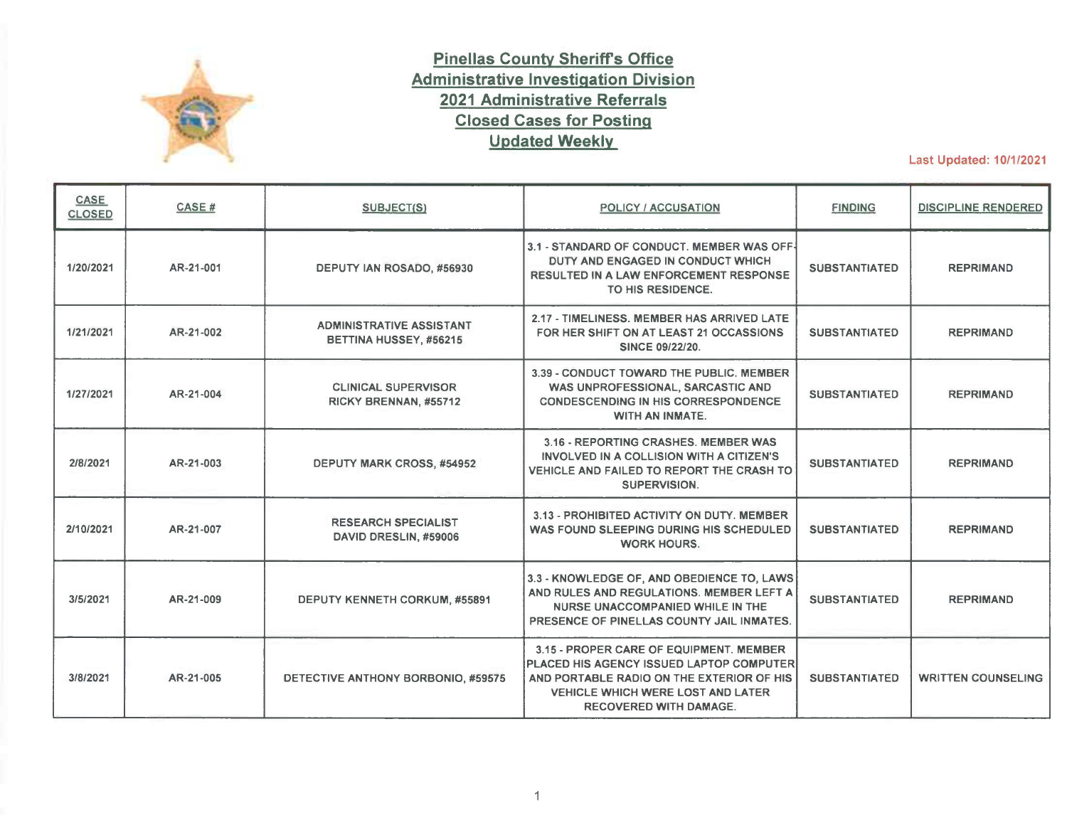# Pinellas County Sheriff's Office
## Administrative Investigation Division
## 2021 Administrative Referrals
## Closed Cases for Posting
## Updated Weekly

Last Updated: 10/1/2021

| CASE CLOSED | CASE # | SUBJECT(S) | POLICY / ACCUSATION | FINDING | DISCIPLINE RENDERED |
|---|---|---|---|---|---|
| 1/20/2021 | AR-21-001 | DEPUTY IAN ROSADO, #56930 | 3.1 - STANDARD OF CONDUCT. MEMBER WAS OFF-DUTY AND ENGAGED IN CONDUCT WHICH RESULTED IN A LAW ENFORCEMENT RESPONSE TO HIS RESIDENCE. | SUBSTANTIATED | REPRIMAND |
| 1/21/2021 | AR-21-002 | ADMINISTRATIVE ASSISTANT BETTINA HUSSEY, #56215 | 2.17 - TIMELINESS. MEMBER HAS ARRIVED LATE FOR HER SHIFT ON AT LEAST 21 OCCASSIONS SINCE 09/22/20. | SUBSTANTIATED | REPRIMAND |
| 1/27/2021 | AR-21-004 | CLINICAL SUPERVISOR RICKY BRENNAN, #55712 | 3.39 - CONDUCT TOWARD THE PUBLIC. MEMBER WAS UNPROFESSIONAL, SARCASTIC AND CONDESCENDING IN HIS CORRESPONDENCE WITH AN INMATE. | SUBSTANTIATED | REPRIMAND |
| 2/8/2021 | AR-21-003 | DEPUTY MARK CROSS, #54952 | 3.16 - REPORTING CRASHES. MEMBER WAS INVOLVED IN A COLLISION WITH A CITIZEN'S VEHICLE AND FAILED TO REPORT THE CRASH TO SUPERVISION. | SUBSTANTIATED | REPRIMAND |
| 2/10/2021 | AR-21-007 | RESEARCH SPECIALIST DAVID DRESLIN, #59006 | 3.13 - PROHIBITED ACTIVITY ON DUTY. MEMBER WAS FOUND SLEEPING DURING HIS SCHEDULED WORK HOURS. | SUBSTANTIATED | REPRIMAND |
| 3/5/2021 | AR-21-009 | DEPUTY KENNETH CORKUM, #55891 | 3.3 - KNOWLEDGE OF, AND OBEDIENCE TO, LAWS AND RULES AND REGULATIONS. MEMBER LEFT A NURSE UNACCOMPANIED WHILE IN THE PRESENCE OF PINELLAS COUNTY JAIL INMATES. | SUBSTANTIATED | REPRIMAND |
| 3/8/2021 | AR-21-005 | DETECTIVE ANTHONY BORBONIO, #59575 | 3.15 - PROPER CARE OF EQUIPMENT. MEMBER PLACED HIS AGENCY ISSUED LAPTOP COMPUTER AND PORTABLE RADIO ON THE EXTERIOR OF HIS VEHICLE WHICH WERE LOST AND LATER RECOVERED WITH DAMAGE. | SUBSTANTIATED | WRITTEN COUNSELING |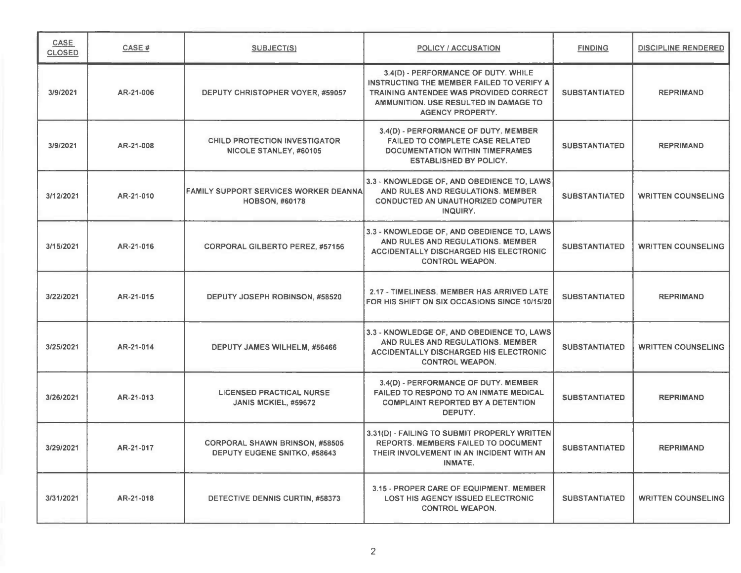| CASE CLOSED | CASE # | SUBJECT(S) | POLICY / ACCUSATION | FINDING | DISCIPLINE RENDERED |
|---|---|---|---|---|---|
| 3/9/2021 | AR-21-006 | DEPUTY CHRISTOPHER VOYER, #59057 | 3.4(D) - PERFORMANCE OF DUTY. WHILE INSTRUCTING THE MEMBER FAILED TO VERIFY A TRAINING ANTENDEE WAS PROVIDED CORRECT AMMUNITION. USE RESULTED IN DAMAGE TO AGENCY PROPERTY. | SUBSTANTIATED | REPRIMAND |
| 3/9/2021 | AR-21-008 | CHILD PROTECTION INVESTIGATOR NICOLE STANLEY, #60105 | 3.4(D) - PERFORMANCE OF DUTY. MEMBER FAILED TO COMPLETE CASE RELATED DOCUMENTATION WITHIN TIMEFRAMES ESTABLISHED BY POLICY. | SUBSTANTIATED | REPRIMAND |
| 3/12/2021 | AR-21-010 | FAMILY SUPPORT SERVICES WORKER DEANNA HOBSON, #60178 | 3.3 - KNOWLEDGE OF, AND OBEDIENCE TO, LAWS AND RULES AND REGULATIONS. MEMBER CONDUCTED AN UNAUTHORIZED COMPUTER INQUIRY. | SUBSTANTIATED | WRITTEN COUNSELING |
| 3/15/2021 | AR-21-016 | CORPORAL GILBERTO PEREZ, #57156 | 3.3 - KNOWLEDGE OF, AND OBEDIENCE TO, LAWS AND RULES AND REGULATIONS. MEMBER ACCIDENTALLY DISCHARGED HIS ELECTRONIC CONTROL WEAPON. | SUBSTANTIATED | WRITTEN COUNSELING |
| 3/22/2021 | AR-21-015 | DEPUTY JOSEPH ROBINSON, #58520 | 2.17 - TIMELINESS. MEMBER HAS ARRIVED LATE FOR HIS SHIFT ON SIX OCCASIONS SINCE 10/15/20 | SUBSTANTIATED | REPRIMAND |
| 3/25/2021 | AR-21-014 | DEPUTY JAMES WILHELM, #56466 | 3.3 - KNOWLEDGE OF, AND OBEDIENCE TO, LAWS AND RULES AND REGULATIONS. MEMBER ACCIDENTALLY DISCHARGED HIS ELECTRONIC CONTROL WEAPON. | SUBSTANTIATED | WRITTEN COUNSELING |
| 3/26/2021 | AR-21-013 | LICENSED PRACTICAL NURSE JANIS MCKIEL, #59672 | 3.4(D) - PERFORMANCE OF DUTY. MEMBER FAILED TO RESPOND TO AN INMATE MEDICAL COMPLAINT REPORTED BY A DETENTION DEPUTY. | SUBSTANTIATED | REPRIMAND |
| 3/29/2021 | AR-21-017 | CORPORAL SHAWN BRINSON, #58505 DEPUTY EUGENE SNITKO, #58643 | 3.31(D) - FAILING TO SUBMIT PROPERLY WRITTEN REPORTS. MEMBERS FAILED TO DOCUMENT THEIR INVOLVEMENT IN AN INCIDENT WITH AN INMATE. | SUBSTANTIATED | REPRIMAND |
| 3/31/2021 | AR-21-018 | DETECTIVE DENNIS CURTIN, #58373 | 3.15 - PROPER CARE OF EQUIPMENT. MEMBER LOST HIS AGENCY ISSUED ELECTRONIC CONTROL WEAPON. | SUBSTANTIATED | WRITTEN COUNSELING |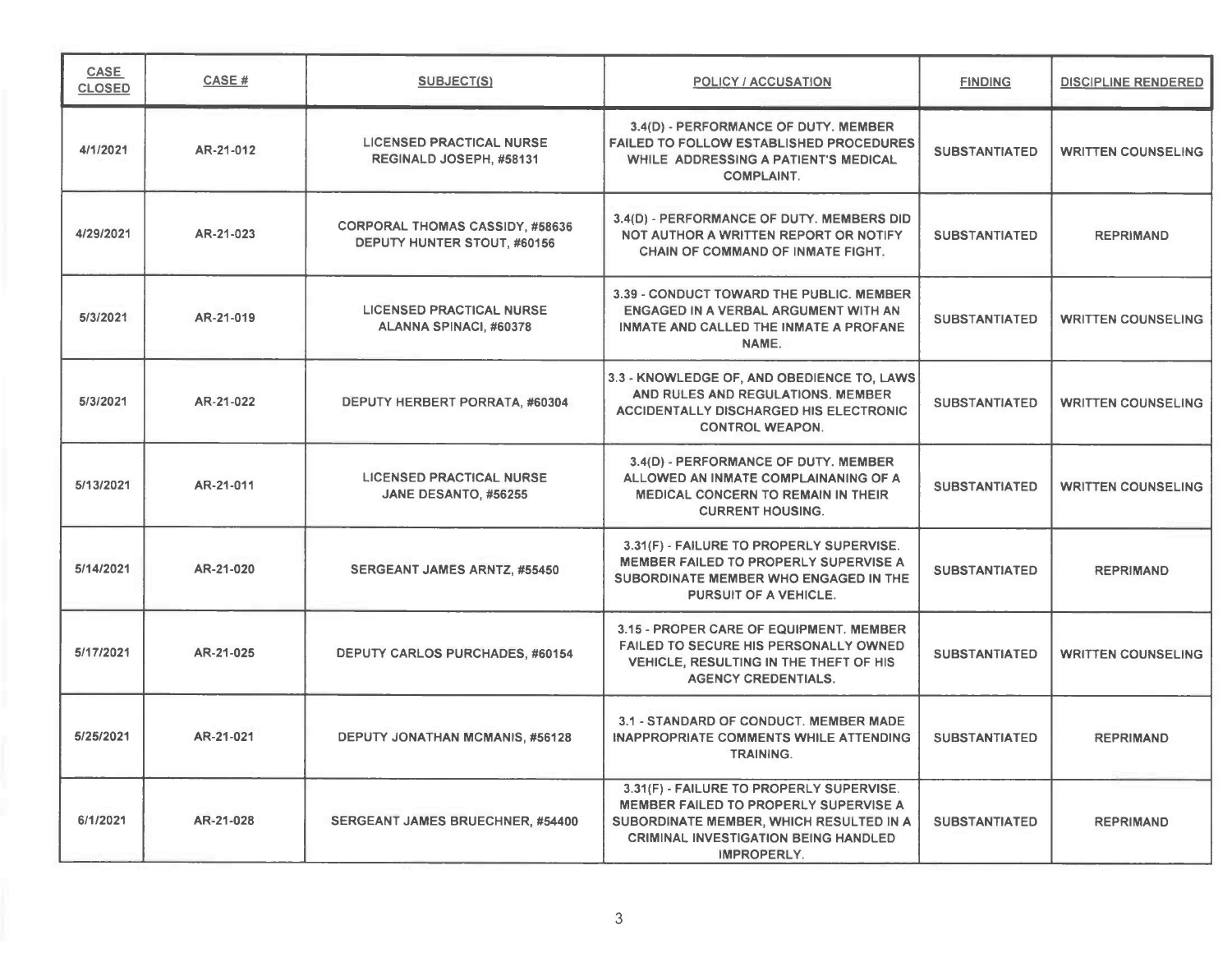| CASE CLOSED | CASE # | SUBJECT(S) | POLICY / ACCUSATION | FINDING | DISCIPLINE RENDERED |
|---|---|---|---|---|---|
| 4/1/2021 | AR-21-012 | LICENSED PRACTICAL NURSE REGINALD JOSEPH, #58131 | 3.4(D) - PERFORMANCE OF DUTY. MEMBER FAILED TO FOLLOW ESTABLISHED PROCEDURES WHILE ADDRESSING A PATIENT'S MEDICAL COMPLAINT. | SUBSTANTIATED | WRITTEN COUNSELING |
| 4/29/2021 | AR-21-023 | CORPORAL THOMAS CASSIDY, #58636<br>DEPUTY HUNTER STOUT, #60156 | 3.4(D) - PERFORMANCE OF DUTY. MEMBERS DID NOT AUTHOR A WRITTEN REPORT OR NOTIFY CHAIN OF COMMAND OF INMATE FIGHT. | SUBSTANTIATED | REPRIMAND |
| 5/3/2021 | AR-21-019 | LICENSED PRACTICAL NURSE ALANNA SPINACI, #60378 | 3.39 - CONDUCT TOWARD THE PUBLIC. MEMBER ENGAGED IN A VERBAL ARGUMENT WITH AN INMATE AND CALLED THE INMATE A PROFANE NAME. | SUBSTANTIATED | WRITTEN COUNSELING |
| 5/3/2021 | AR-21-022 | DEPUTY HERBERT PORRATA, #60304 | 3.3 - KNOWLEDGE OF, AND OBEDIENCE TO, LAWS AND RULES AND REGULATIONS. MEMBER ACCIDENTALLY DISCHARGED HIS ELECTRONIC CONTROL WEAPON. | SUBSTANTIATED | WRITTEN COUNSELING |
| 5/13/2021 | AR-21-011 | LICENSED PRACTICAL NURSE JANE DESANTO, #56255 | 3.4(D) - PERFORMANCE OF DUTY. MEMBER ALLOWED AN INMATE COMPLAINANING OF A MEDICAL CONCERN TO REMAIN IN THEIR CURRENT HOUSING. | SUBSTANTIATED | WRITTEN COUNSELING |
| 5/14/2021 | AR-21-020 | SERGEANT JAMES ARNTZ, #55450 | 3.31(F) - FAILURE TO PROPERLY SUPERVISE. MEMBER FAILED TO PROPERLY SUPERVISE A SUBORDINATE MEMBER WHO ENGAGED IN THE PURSUIT OF A VEHICLE. | SUBSTANTIATED | REPRIMAND |
| 5/17/2021 | AR-21-025 | DEPUTY CARLOS PURCHADES, #60154 | 3.15 - PROPER CARE OF EQUIPMENT. MEMBER FAILED TO SECURE HIS PERSONALLY OWNED VEHICLE, RESULTING IN THE THEFT OF HIS AGENCY CREDENTIALS. | SUBSTANTIATED | WRITTEN COUNSELING |
| 5/25/2021 | AR-21-021 | DEPUTY JONATHAN MCMANIS, #56128 | 3.1 - STANDARD OF CONDUCT. MEMBER MADE INAPPROPRIATE COMMENTS WHILE ATTENDING TRAINING. | SUBSTANTIATED | REPRIMAND |
| 6/1/2021 | AR-21-028 | SERGEANT JAMES BRUECHNER, #54400 | 3.31(F) - FAILURE TO PROPERLY SUPERVISE. MEMBER FAILED TO PROPERLY SUPERVISE A SUBORDINATE MEMBER, WHICH RESULTED IN A CRIMINAL INVESTIGATION BEING HANDLED IMPROPERLY. | SUBSTANTIATED | REPRIMAND |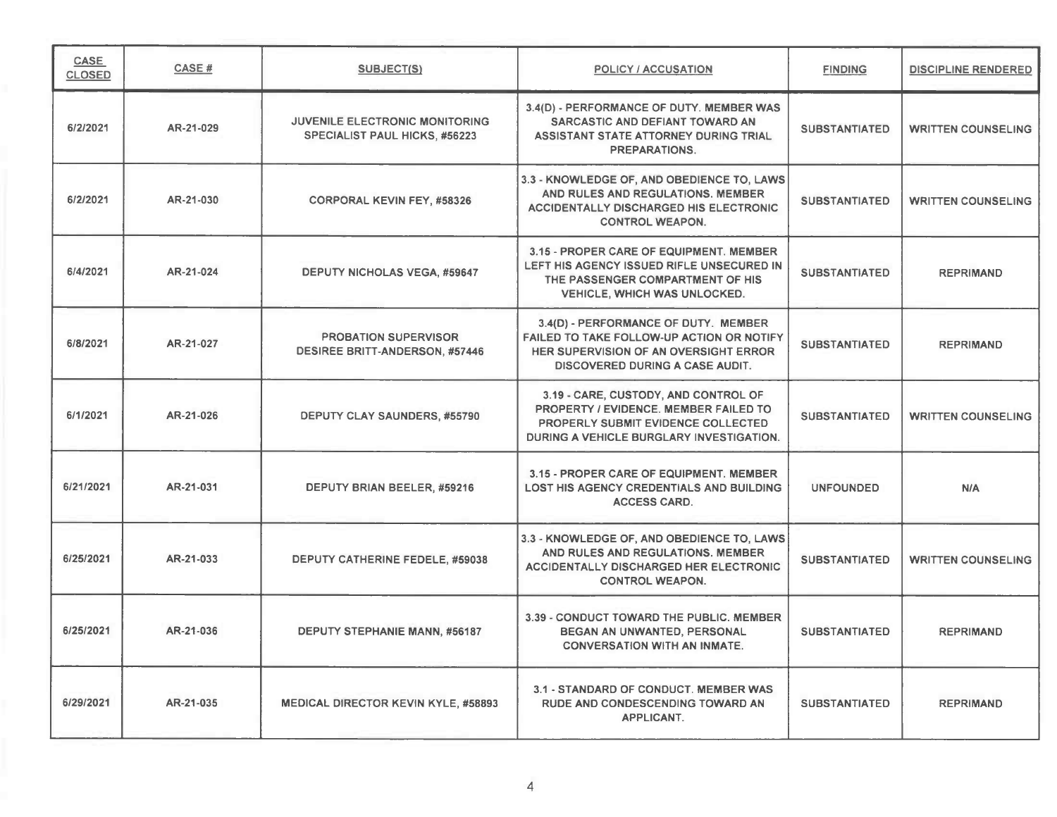| CASE CLOSED | CASE # | SUBJECT(S) | POLICY / ACCUSATION | FINDING | DISCIPLINE RENDERED |
|---|---|---|---|---|---|
| 6/2/2021 | AR-21-029 | JUVENILE ELECTRONIC MONITORING SPECIALIST PAUL HICKS, #56223 | 3.4(D) - PERFORMANCE OF DUTY. MEMBER WAS SARCASTIC AND DEFIANT TOWARD AN ASSISTANT STATE ATTORNEY DURING TRIAL PREPARATIONS. | SUBSTANTIATED | WRITTEN COUNSELING |
| 6/2/2021 | AR-21-030 | CORPORAL KEVIN FEY, #58326 | 3.3 - KNOWLEDGE OF, AND OBEDIENCE TO, LAWS AND RULES AND REGULATIONS. MEMBER ACCIDENTALLY DISCHARGED HIS ELECTRONIC CONTROL WEAPON. | SUBSTANTIATED | WRITTEN COUNSELING |
| 6/4/2021 | AR-21-024 | DEPUTY NICHOLAS VEGA, #59647 | 3.15 - PROPER CARE OF EQUIPMENT. MEMBER LEFT HIS AGENCY ISSUED RIFLE UNSECURED IN THE PASSENGER COMPARTMENT OF HIS VEHICLE, WHICH WAS UNLOCKED. | SUBSTANTIATED | REPRIMAND |
| 6/8/2021 | AR-21-027 | PROBATION SUPERVISOR DESIREE BRITT-ANDERSON, #57446 | 3.4(D) - PERFORMANCE OF DUTY. MEMBER FAILED TO TAKE FOLLOW-UP ACTION OR NOTIFY HER SUPERVISION OF AN OVERSIGHT ERROR DISCOVERED DURING A CASE AUDIT. | SUBSTANTIATED | REPRIMAND |
| 6/1/2021 | AR-21-026 | DEPUTY CLAY SAUNDERS, #55790 | 3.19 - CARE, CUSTODY, AND CONTROL OF PROPERTY / EVIDENCE. MEMBER FAILED TO PROPERLY SUBMIT EVIDENCE COLLECTED DURING A VEHICLE BURGLARY INVESTIGATION. | SUBSTANTIATED | WRITTEN COUNSELING |
| 6/21/2021 | AR-21-031 | DEPUTY BRIAN BEELER, #59216 | 3.15 - PROPER CARE OF EQUIPMENT. MEMBER LOST HIS AGENCY CREDENTIALS AND BUILDING ACCESS CARD. | UNFOUNDED | N/A |
| 6/25/2021 | AR-21-033 | DEPUTY CATHERINE FEDELE, #59038 | 3.3 - KNOWLEDGE OF, AND OBEDIENCE TO, LAWS AND RULES AND REGULATIONS. MEMBER ACCIDENTALLY DISCHARGED HER ELECTRONIC CONTROL WEAPON. | SUBSTANTIATED | WRITTEN COUNSELING |
| 6/25/2021 | AR-21-036 | DEPUTY STEPHANIE MANN, #56187 | 3.39 - CONDUCT TOWARD THE PUBLIC. MEMBER BEGAN AN UNWANTED, PERSONAL CONVERSATION WITH AN INMATE. | SUBSTANTIATED | REPRIMAND |
| 6/29/2021 | AR-21-035 | MEDICAL DIRECTOR KEVIN KYLE, #58893 | 3.1 - STANDARD OF CONDUCT. MEMBER WAS RUDE AND CONDESCENDING TOWARD AN APPLICANT. | SUBSTANTIATED | REPRIMAND |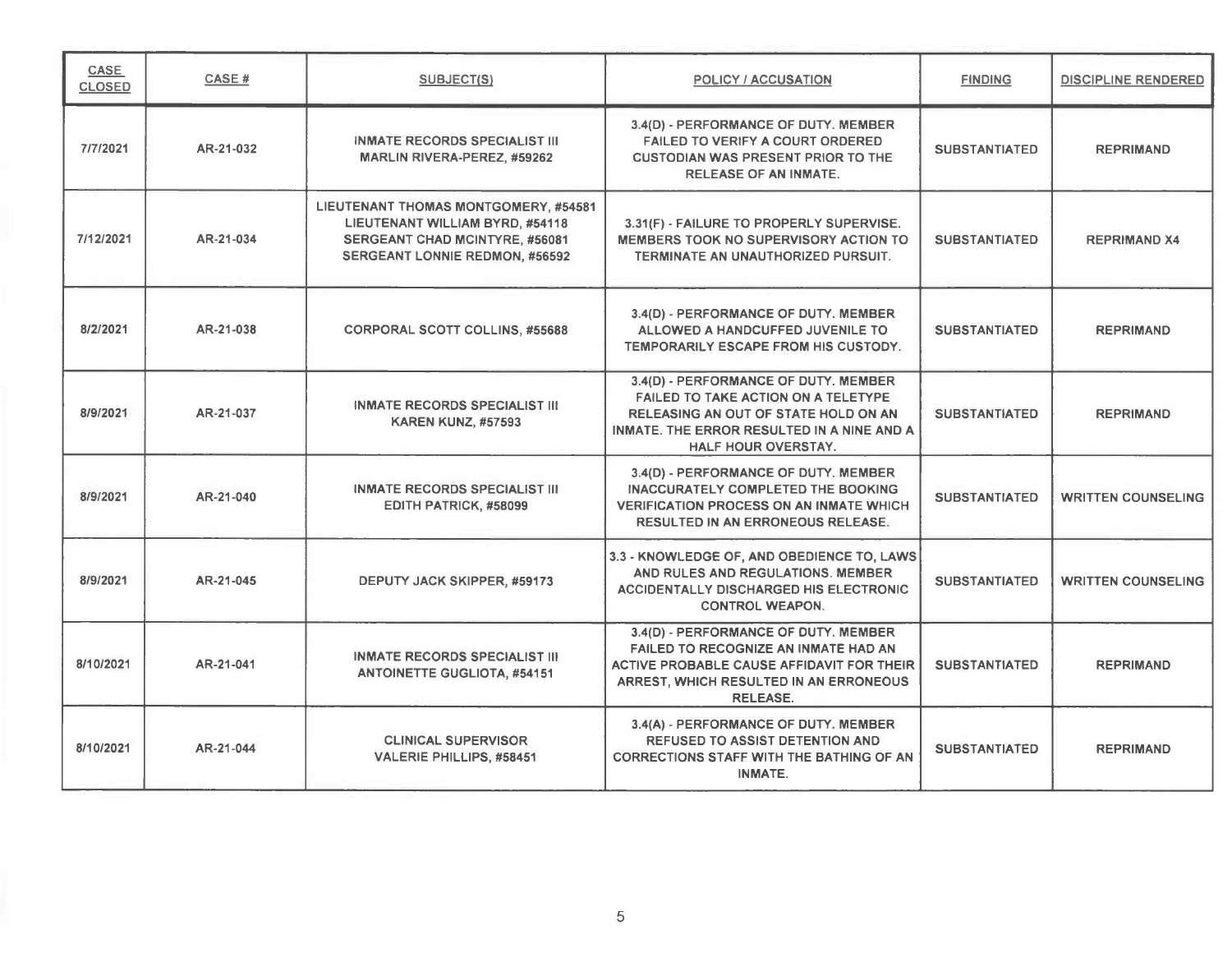| CASE CLOSED | CASE # | SUBJECT(S) | POLICY / ACCUSATION | FINDING | DISCIPLINE RENDERED |
|---|---|---|---|---|---|
| 7/7/2021 | AR-21-032 | INMATE RECORDS SPECIALIST III MARLIN RIVERA-PEREZ, #59262 | 3.4(D) - PERFORMANCE OF DUTY. MEMBER FAILED TO VERIFY A COURT ORDERED CUSTODIAN WAS PRESENT PRIOR TO THE RELEASE OF AN INMATE. | SUBSTANTIATED | REPRIMAND |
| 7/12/2021 | AR-21-034 | LIEUTENANT THOMAS MONTGOMERY, #54581<br>LIEUTENANT WILLIAM BYRD, #54118<br>SERGEANT CHAD MCINTYRE, #56081<br>SERGEANT LONNIE REDMON, #56592 | 3.31(F) - FAILURE TO PROPERLY SUPERVISE. MEMBERS TOOK NO SUPERVISORY ACTION TO TERMINATE AN UNAUTHORIZED PURSUIT. | SUBSTANTIATED | REPRIMAND X4 |
| 8/2/2021 | AR-21-038 | CORPORAL SCOTT COLLINS, #55688 | 3.4(D) - PERFORMANCE OF DUTY. MEMBER ALLOWED A HANDCUFFED JUVENILE TO TEMPORARILY ESCAPE FROM HIS CUSTODY. | SUBSTANTIATED | REPRIMAND |
| 8/9/2021 | AR-21-037 | INMATE RECORDS SPECIALIST III KAREN KUNZ, #57593 | 3.4(D) - PERFORMANCE OF DUTY. MEMBER FAILED TO TAKE ACTION ON A TELETYPE RELEASING AN OUT OF STATE HOLD ON AN INMATE. THE ERROR RESULTED IN A NINE AND A HALF HOUR OVERSTAY. | SUBSTANTIATED | REPRIMAND |
| 8/9/2021 | AR-21-040 | INMATE RECORDS SPECIALIST III EDITH PATRICK, #58099 | 3.4(D) - PERFORMANCE OF DUTY. MEMBER INACCURATELY COMPLETED THE BOOKING VERIFICATION PROCESS ON AN INMATE WHICH RESULTED IN AN ERRONEOUS RELEASE. | SUBSTANTIATED | WRITTEN COUNSELING |
| 8/9/2021 | AR-21-045 | DEPUTY JACK SKIPPER, #59173 | 3.3 - KNOWLEDGE OF, AND OBEDIENCE TO, LAWS AND RULES AND REGULATIONS. MEMBER ACCIDENTALLY DISCHARGED HIS ELECTRONIC CONTROL WEAPON. | SUBSTANTIATED | WRITTEN COUNSELING |
| 8/10/2021 | AR-21-041 | INMATE RECORDS SPECIALIST III ANTOINETTE GUGLIOTA, #54151 | 3.4(D) - PERFORMANCE OF DUTY. MEMBER FAILED TO RECOGNIZE AN INMATE HAD AN ACTIVE PROBABLE CAUSE AFFIDAVIT FOR THEIR ARREST, WHICH RESULTED IN AN ERRONEOUS RELEASE. | SUBSTANTIATED | REPRIMAND |
| 8/10/2021 | AR-21-044 | CLINICAL SUPERVISOR VALERIE PHILLIPS, #58451 | 3.4(A) - PERFORMANCE OF DUTY. MEMBER REFUSED TO ASSIST DETENTION AND CORRECTIONS STAFF WITH THE BATHING OF AN INMATE. | SUBSTANTIATED | REPRIMAND |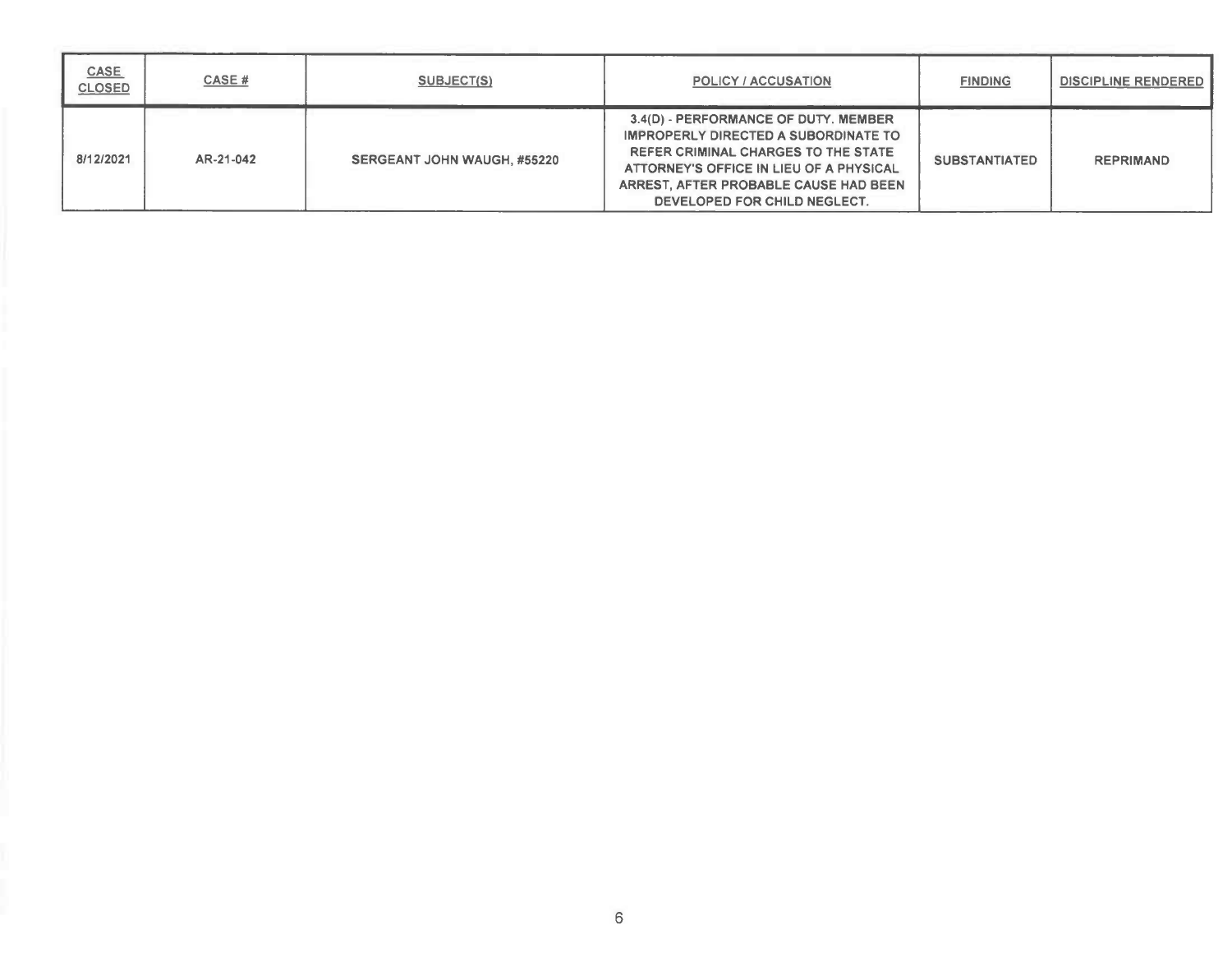| CASE CLOSED | CASE # | SUBJECT(S) | POLICY / ACCUSATION | FINDING | DISCIPLINE RENDERED |
|---|---|---|---|---|---|
| 8/12/2021 | AR-21-042 | SERGEANT JOHN WAUGH, #55220 | 3.4(D) - PERFORMANCE OF DUTY. MEMBER IMPROPERLY DIRECTED A SUBORDINATE TO REFER CRIMINAL CHARGES TO THE STATE ATTORNEY'S OFFICE IN LIEU OF A PHYSICAL ARREST, AFTER PROBABLE CAUSE HAD BEEN DEVELOPED FOR CHILD NEGLECT. | SUBSTANTIATED | REPRIMAND |